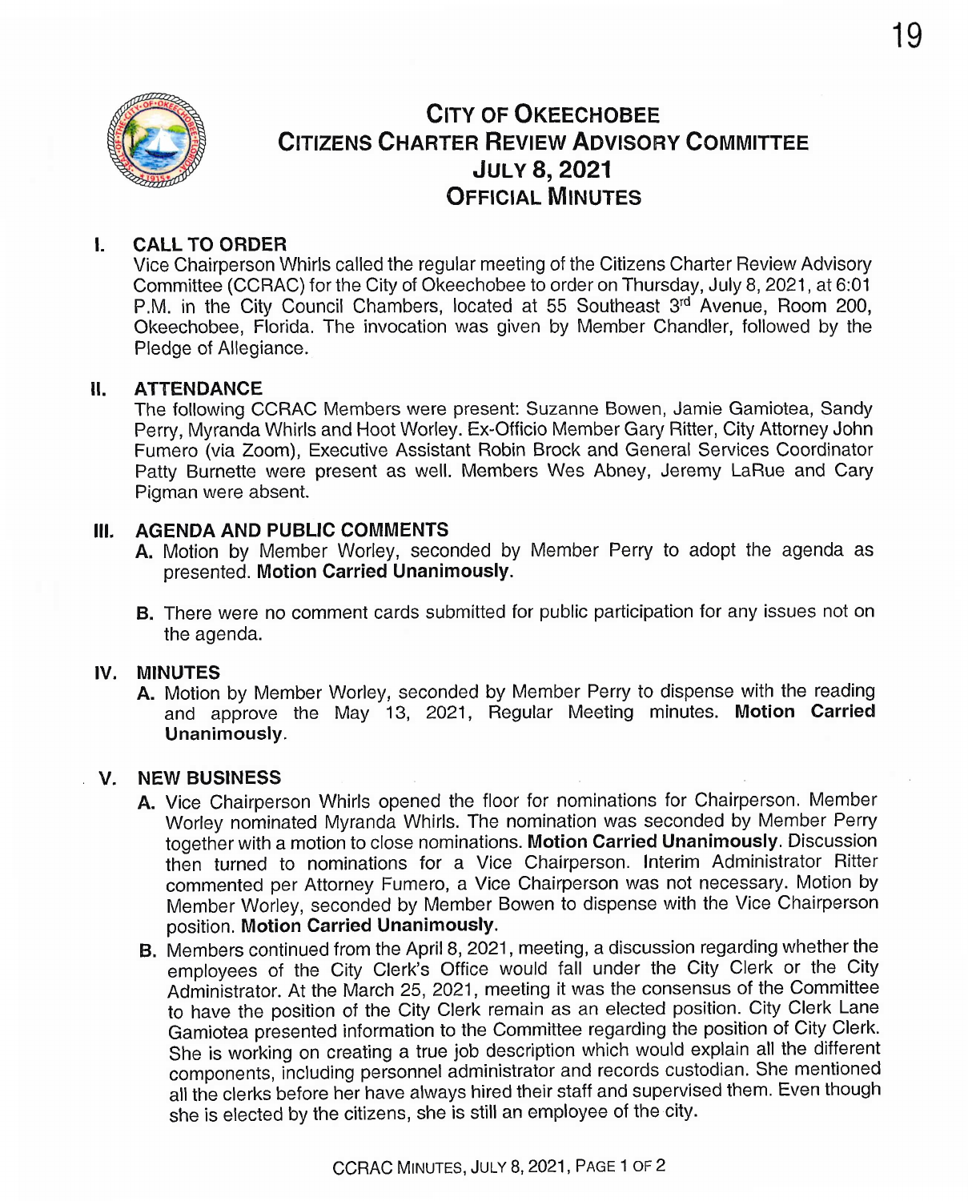# City of Okeechobee
## Citizens Charter Review Advisory Committee
## July 8, 2021
## Official Minutes

### I. CALL TO ORDER

Vice Chairperson Whirls called the regular meeting of the Citizens Charter Review Advisory Committee (CCRAC) for the City of Okeechobee to order on Thursday, July 8, 2021, at 6:01 P.M. in the City Council Chambers, located at 55 Southeast 3rd Avenue, Room 200, Okeechobee, Florida. The invocation was given by Member Chandler, followed by the Pledge of Allegiance.

### II. ATTENDANCE

The following CCRAC Members were present: Suzanne Bowen, Jamie Gamiotea, Sandy Perry, Myranda Whirls and Hoot Worley. Ex-Officio Member Gary Ritter, City Attorney John Fumero (via Zoom), Executive Assistant Robin Brock and General Services Coordinator Patty Burnette were present as well. Members Wes Abney, Jeremy LaRue and Cary Pigman were absent.

### III. AGENDA AND PUBLIC COMMENTS

**A.** Motion by Member Worley, seconded by Member Perry to adopt the agenda as presented. **Motion Carried Unanimously.**

**B.** There were no comment cards submitted for public participation for any issues not on the agenda.

### IV. MINUTES

**A.** Motion by Member Worley, seconded by Member Perry to dispense with the reading and approve the May 13, 2021, Regular Meeting minutes. **Motion Carried Unanimously.**

### V. NEW BUSINESS

**A.** Vice Chairperson Whirls opened the floor for nominations for Chairperson. Member Worley nominated Myranda Whirls. The nomination was seconded by Member Perry together with a motion to close nominations. **Motion Carried Unanimously.** Discussion then turned to nominations for a Vice Chairperson. Interim Administrator Ritter commented per Attorney Fumero, a Vice Chairperson was not necessary. Motion by Member Worley, seconded by Member Bowen to dispense with the Vice Chairperson position. **Motion Carried Unanimously.**

**B.** Members continued from the April 8, 2021, meeting, a discussion regarding whether the employees of the City Clerk's Office would fall under the City Clerk or the City Administrator. At the March 25, 2021, meeting it was the consensus of the Committee to have the position of the City Clerk remain as an elected position. City Clerk Lane Gamiotea presented information to the Committee regarding the position of City Clerk. She is working on creating a true job description which would explain all the different components, including personnel administrator and records custodian. She mentioned all the clerks before her have always hired their staff and supervised them. Even though she is elected by the citizens, she is still an employee of the city.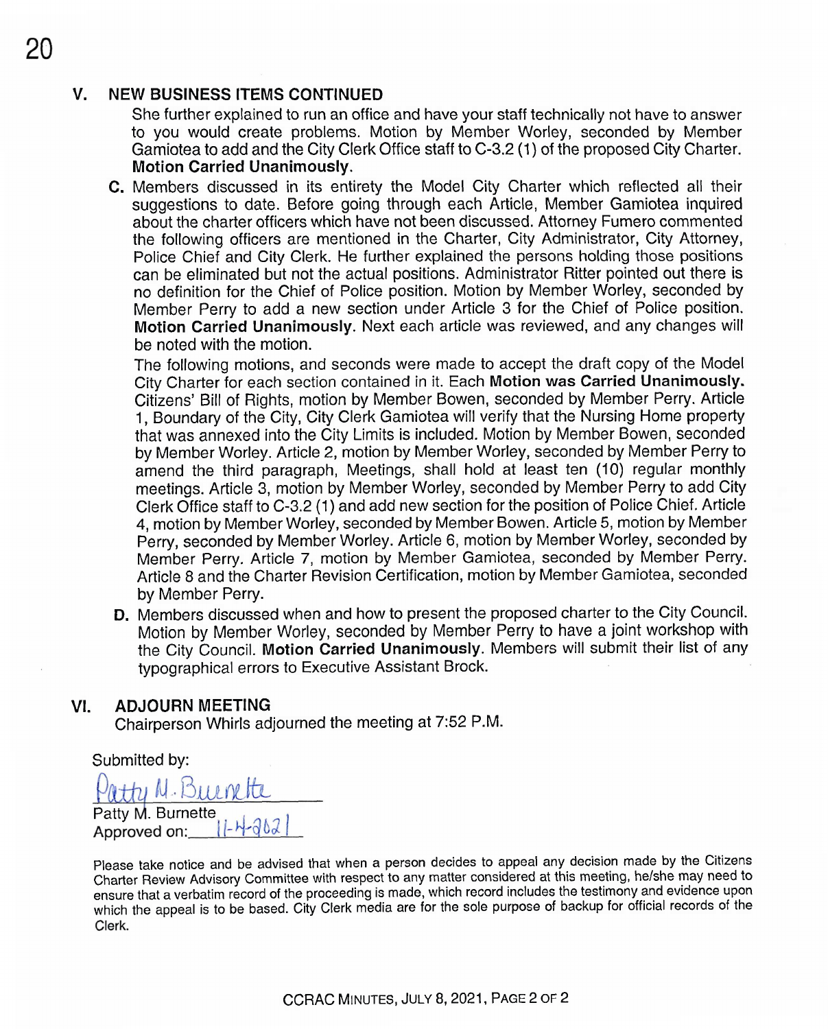## V. NEW BUSINESS ITEMS CONTINUED

She further explained to run an office and have your staff technically not have to answer to you would create problems. Motion by Member Worley, seconded by Member Gamiotea to add and the City Clerk Office staff to C-3.2 (1) of the proposed City Charter. **Motion Carried Unanimously.**

**C.** Members discussed in its entirety the Model City Charter which reflected all their suggestions to date. Before going through each Article, Member Gamiotea inquired about the charter officers which have not been discussed. Attorney Fumero commented the following officers are mentioned in the Charter, City Administrator, City Attorney, Police Chief and City Clerk. He further explained the persons holding those positions can be eliminated but not the actual positions. Administrator Ritter pointed out there is no definition for the Chief of Police position. Motion by Member Worley, seconded by Member Perry to add a new section under Article 3 for the Chief of Police position. **Motion Carried Unanimously.** Next each article was reviewed, and any changes will be noted with the motion.

The following motions, and seconds were made to accept the draft copy of the Model City Charter for each section contained in it. Each **Motion was Carried Unanimously.** Citizens' Bill of Rights, motion by Member Bowen, seconded by Member Perry. Article 1, Boundary of the City, City Clerk Gamiotea will verify that the Nursing Home property that was annexed into the City Limits is included. Motion by Member Bowen, seconded by Member Worley. Article 2, motion by Member Worley, seconded by Member Perry to amend the third paragraph, Meetings, shall hold at least ten (10) regular monthly meetings. Article 3, motion by Member Worley, seconded by Member Perry to add City Clerk Office staff to C-3.2 (1) and add new section for the position of Police Chief. Article 4, motion by Member Worley, seconded by Member Bowen. Article 5, motion by Member Perry, seconded by Member Worley. Article 6, motion by Member Worley, seconded by Member Perry. Article 7, motion by Member Gamiotea, seconded by Member Perry. Article 8 and the Charter Revision Certification, motion by Member Gamiotea, seconded by Member Perry.

**D.** Members discussed when and how to present the proposed charter to the City Council. Motion by Member Worley, seconded by Member Perry to have a joint workshop with the City Council. **Motion Carried Unanimously.** Members will submit their list of any typographical errors to Executive Assistant Brock.

## VI. ADJOURN MEETING

Chairperson Whirls adjourned the meeting at 7:52 P.M.

Submitted by:

Patty M. Burnette

Patty M. Burnette

Approved on: 11-4-2021

Please take notice and be advised that when a person decides to appeal any decision made by the Citizens Charter Review Advisory Committee with respect to any matter considered at this meeting, he/she may need to ensure that a verbatim record of the proceeding is made, which record includes the testimony and evidence upon which the appeal is to be based. City Clerk media are for the sole purpose of backup for official records of the Clerk.